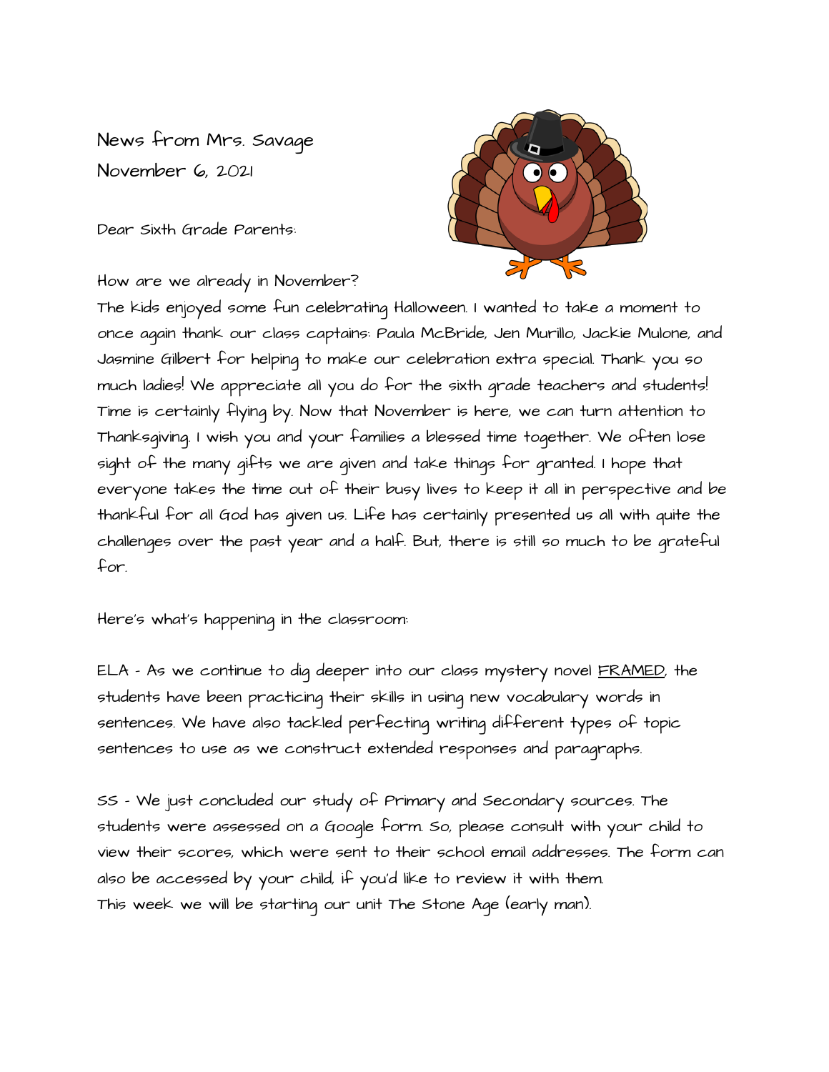News from Mrs. Savage
November 6, 2021

Dear Sixth Grade Parents:

How are we already in November?
The kids enjoyed some fun celebrating Halloween. I wanted to take a moment to once again thank our class captains: Paula McBride, Jen Murillo, Jackie Mulone, and Jasmine Gilbert for helping to make our celebration extra special. Thank you so much ladies! We appreciate all you do for the sixth grade teachers and students! Time is certainly flying by. Now that November is here, we can turn attention to Thanksgiving. I wish you and your families a blessed time together. We often lose sight of the many gifts we are given and take things for granted. I hope that everyone takes the time out of their busy lives to keep it all in perspective and be thankful for all God has given us. Life has certainly presented us all with quite the challenges over the past year and a half. But, there is still so much to be grateful for.

Here's what's happening in the classroom:

ELA - As we continue to dig deeper into our class mystery novel <u>FRAMED</u>, the students have been practicing their skills in using new vocabulary words in sentences. We have also tackled perfecting writing different types of topic sentences to use as we construct extended responses and paragraphs.

SS - We just concluded our study of Primary and Secondary sources. The students were assessed on a Google form. So, please consult with your child to view their scores, which were sent to their school email addresses. The form can also be accessed by your child, if you'd like to review it with them.
This week we will be starting our unit The Stone Age (early man).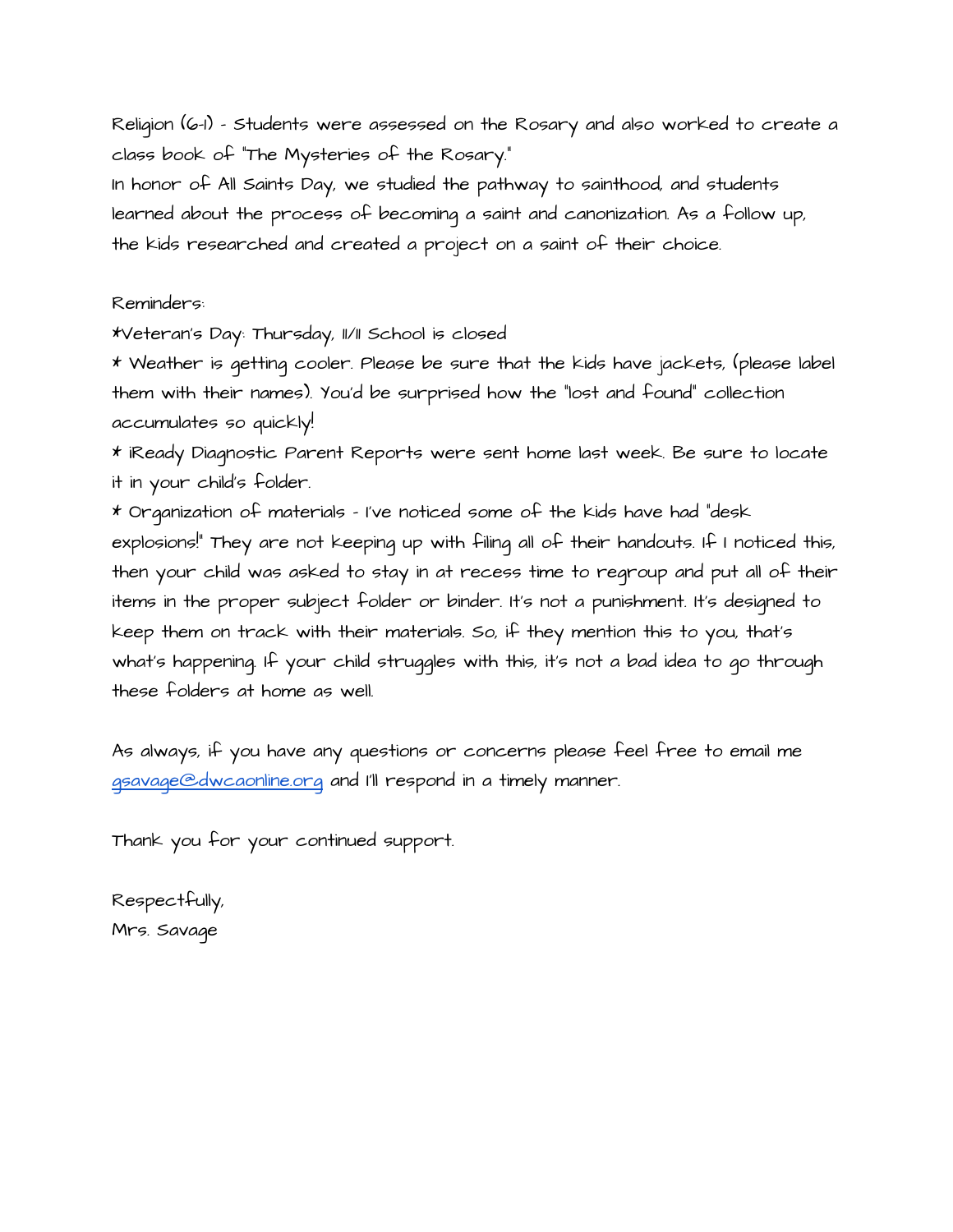Religion (6-1) - Students were assessed on the Rosary and also worked to create a class book of "The Mysteries of the Rosary."
In honor of All Saints Day, we studied the pathway to sainthood, and students learned about the process of becoming a saint and canonization. As a follow up, the kids researched and created a project on a saint of their choice.

Reminders:

*Veteran's Day: Thursday, 11/11 School is closed

* Weather is getting cooler. Please be sure that the kids have jackets, (please label them with their names). You'd be surprised how the "lost and found" collection accumulates so quickly!

* iReady Diagnostic Parent Reports were sent home last week. Be sure to locate it in your child's folder.

* Organization of materials - I've noticed some of the kids have had "desk explosions!" They are not keeping up with filing all of their handouts. If I noticed this, then your child was asked to stay in at recess time to regroup and put all of their items in the proper subject folder or binder. It's not a punishment. It's designed to keep them on track with their materials. So, if they mention this to you, that's what's happening. If your child struggles with this, it's not a bad idea to go through these folders at home as well.

As always, if you have any questions or concerns please feel free to email me gsavage@dwcaonline.org and I'll respond in a timely manner.

Thank you for your continued support.

Respectfully,
Mrs. Savage